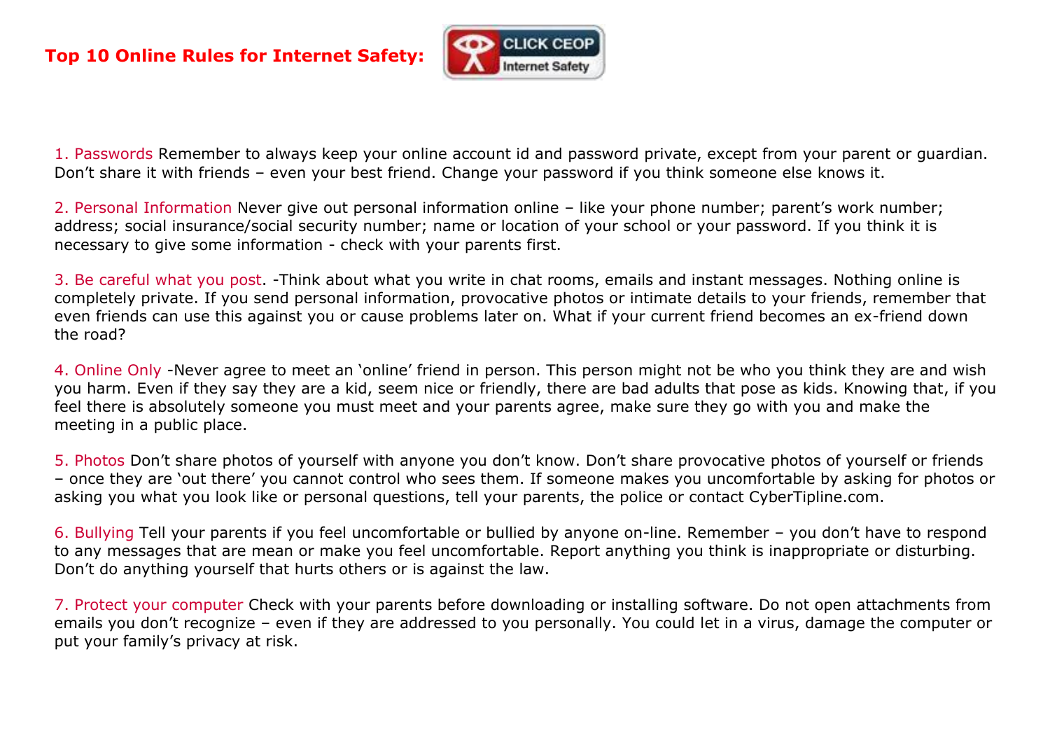# Top 10 Online Rules for Internet Safety:

1. Passwords Remember to always keep your online account id and password private, except from your parent or guardian. Don't share it with friends – even your best friend. Change your password if you think someone else knows it.

2. Personal Information Never give out personal information online – like your phone number; parent's work number; address; social insurance/social security number; name or location of your school or your password. If you think it is necessary to give some information - check with your parents first.

3. Be careful what you post. -Think about what you write in chat rooms, emails and instant messages. Nothing online is completely private. If you send personal information, provocative photos or intimate details to your friends, remember that even friends can use this against you or cause problems later on. What if your current friend becomes an ex-friend down the road?

4. Online Only -Never agree to meet an 'online' friend in person. This person might not be who you think they are and wish you harm. Even if they say they are a kid, seem nice or friendly, there are bad adults that pose as kids. Knowing that, if you feel there is absolutely someone you must meet and your parents agree, make sure they go with you and make the meeting in a public place.

5. Photos Don't share photos of yourself with anyone you don't know. Don't share provocative photos of yourself or friends – once they are 'out there' you cannot control who sees them. If someone makes you uncomfortable by asking for photos or asking you what you look like or personal questions, tell your parents, the police or contact CyberTipline.com.

6. Bullying Tell your parents if you feel uncomfortable or bullied by anyone on-line. Remember – you don't have to respond to any messages that are mean or make you feel uncomfortable. Report anything you think is inappropriate or disturbing. Don't do anything yourself that hurts others or is against the law.

7. Protect your computer Check with your parents before downloading or installing software. Do not open attachments from emails you don't recognize – even if they are addressed to you personally. You could let in a virus, damage the computer or put your family's privacy at risk.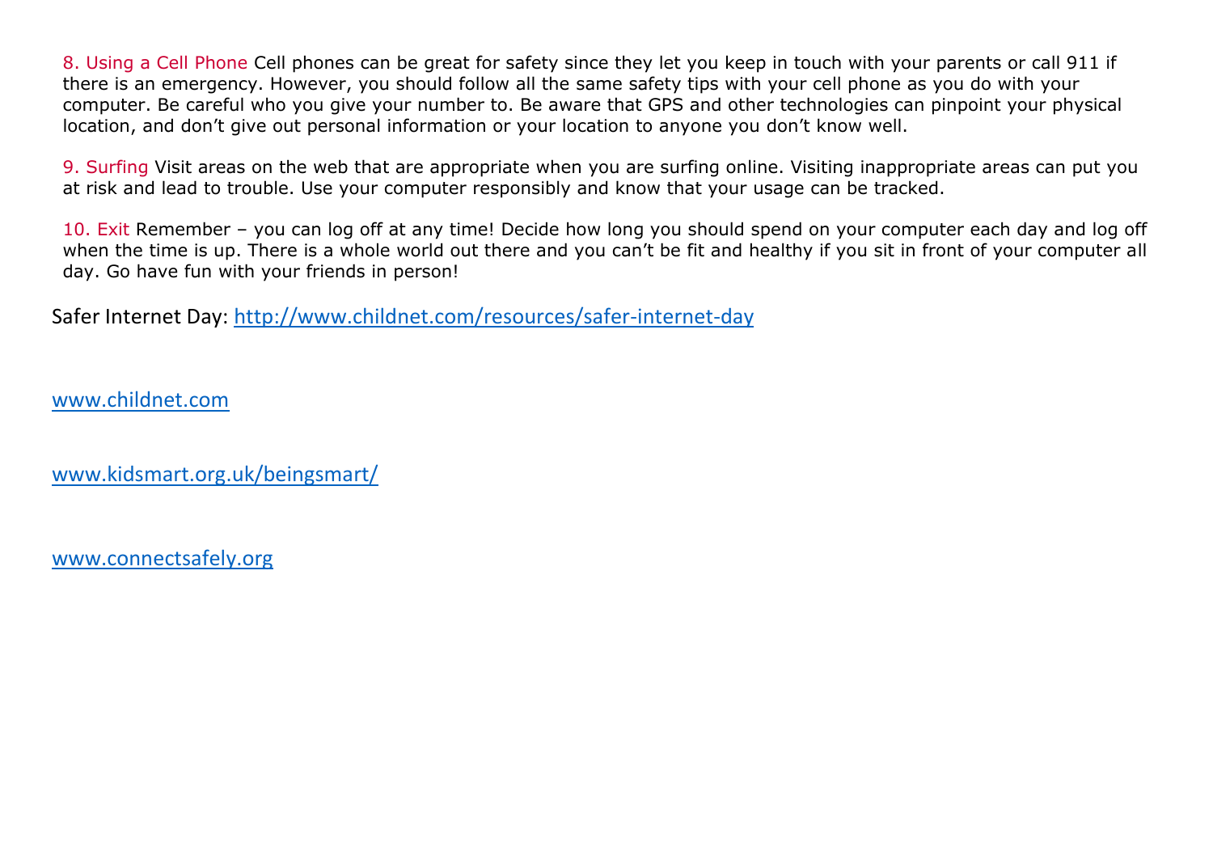8. Using a Cell Phone Cell phones can be great for safety since they let you keep in touch with your parents or call 911 if there is an emergency. However, you should follow all the same safety tips with your cell phone as you do with your computer. Be careful who you give your number to. Be aware that GPS and other technologies can pinpoint your physical location, and don't give out personal information or your location to anyone you don't know well.

9. Surfing Visit areas on the web that are appropriate when you are surfing online. Visiting inappropriate areas can put you at risk and lead to trouble. Use your computer responsibly and know that your usage can be tracked.

10. Exit Remember – you can log off at any time! Decide how long you should spend on your computer each day and log off when the time is up. There is a whole world out there and you can't be fit and healthy if you sit in front of your computer all day. Go have fun with your friends in person!

Safer Internet Day: [http://www.childnet.com/resources/safer-internet-day](http://www.childnet.com/resources/safer-internet-day)

[www.childnet.com](http://www.childnet.com)

[www.kidsmart.org.uk/beingsmart/](http://www.kidsmart.org.uk/beingsmart/)

[www.connectsafely.org](http://www.connectsafely.org)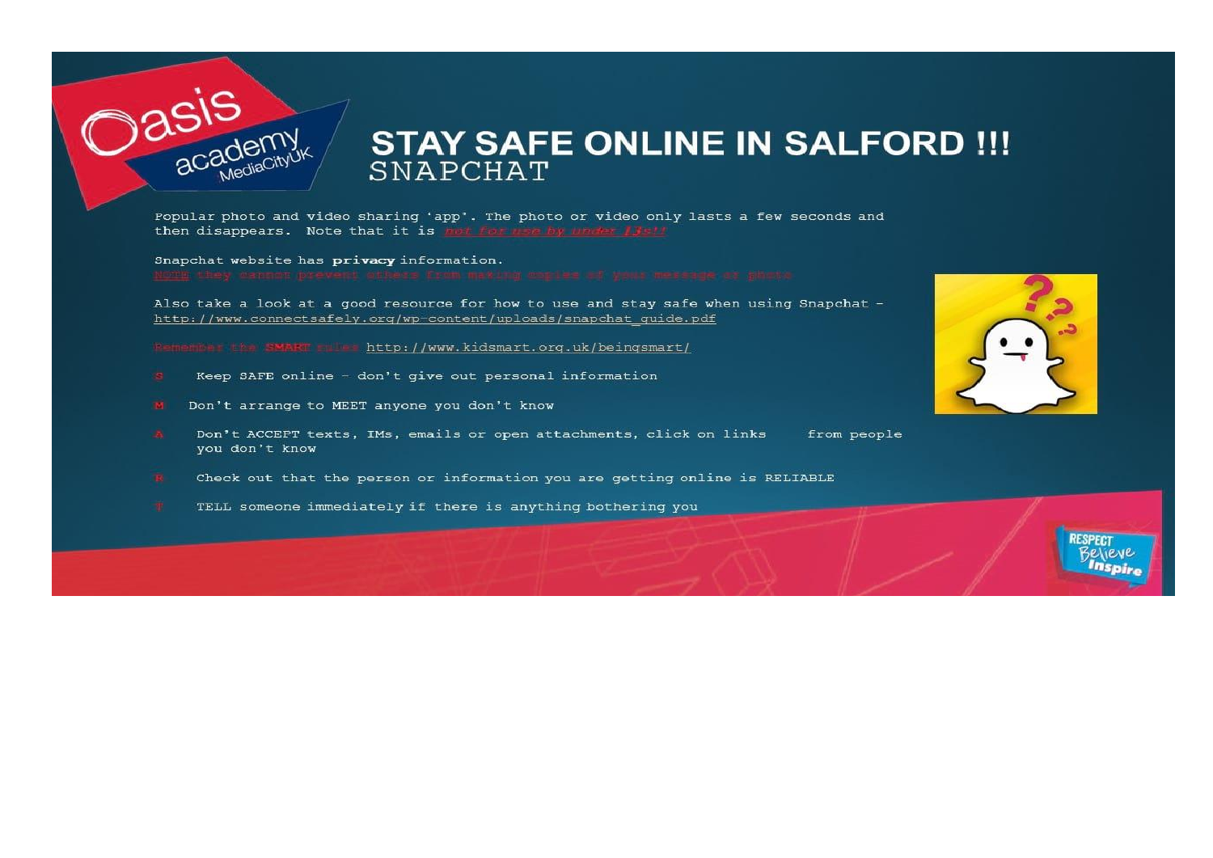# STAY SAFE ONLINE IN SALFORD !!!

## SNAPCHAT

Popular photo and video sharing 'app'. The photo or video only lasts a few seconds and then disappears. Note that it is *not for use by under 13s!!*

Snapchat website has **privacy** information.
NOTE they cannot prevent others from making copies of your message or photo

Also take a look at a good resource for how to use and stay safe when using Snapchat – http://www.connectsafely.org/wp-content/uploads/snapchat_guide.pdf

Remember the **SMART** rules http://www.kidsmart.org.uk/beingsmart/

- **S** Keep SAFE online – don't give out personal information
- **M** Don't arrange to MEET anyone you don't know
- **A** Don't ACCEPT texts, IMs, emails or open attachments, click on links from people you don't know
- **R** Check out that the person or information you are getting online is RELIABLE
- **T** TELL someone immediately if there is anything bothering you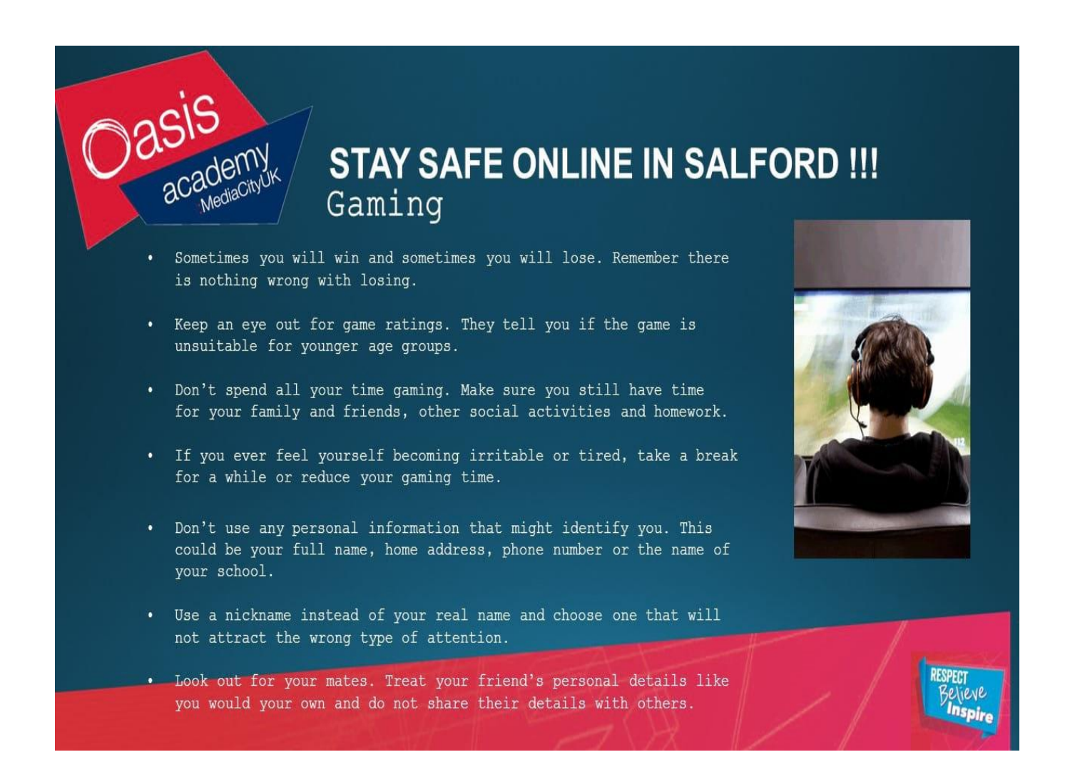Oasis academy MediaCityUK

# STAY SAFE ONLINE IN SALFORD !!!

## Gaming

- Sometimes you will win and sometimes you will lose. Remember there is nothing wrong with losing.
- Keep an eye out for game ratings. They tell you if the game is unsuitable for younger age groups.
- Don't spend all your time gaming. Make sure you still have time for your family and friends, other social activities and homework.
- If you ever feel yourself becoming irritable or tired, take a break for a while or reduce your gaming time.
- Don't use any personal information that might identify you. This could be your full name, home address, phone number or the name of your school.
- Use a nickname instead of your real name and choose one that will not attract the wrong type of attention.
- Look out for your mates. Treat your friend's personal details like you would your own and do not share their details with others.

RESPECT Believe Inspire